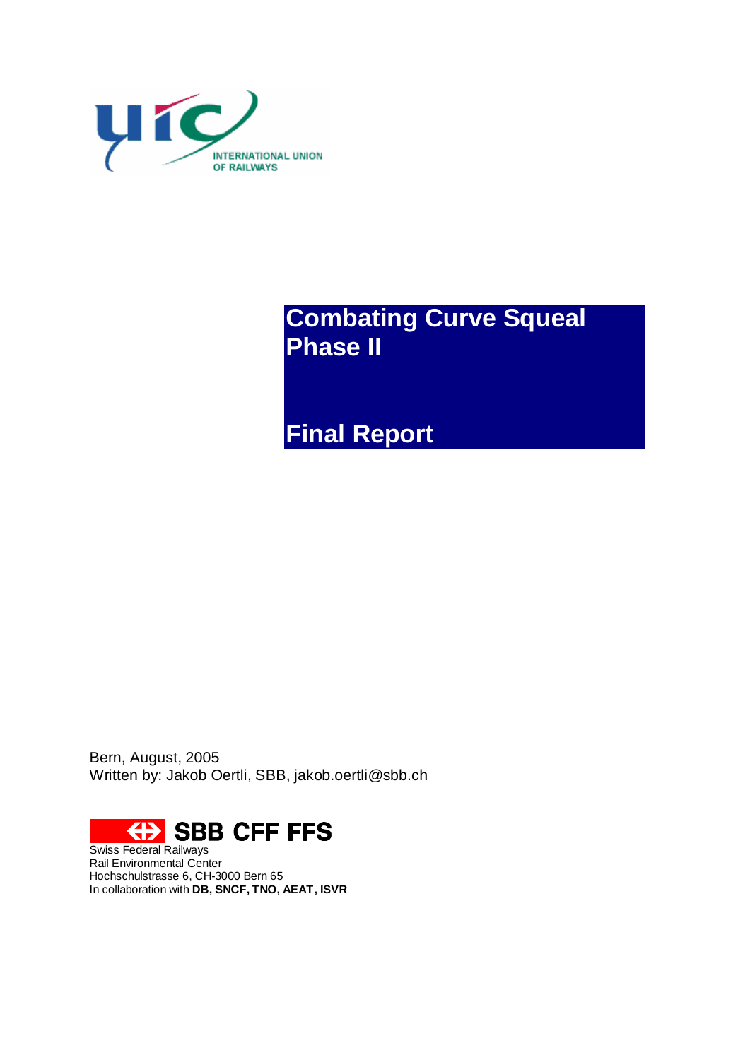INTERNATIONAL UNION OF RAILWAYS

# Combating Curve Squeal Phase II

# Final Report

Bern, August, 2005
Written by: Jakob Oertli, SBB, jakob.oertli@sbb.ch

SBB CFF FFS
Swiss Federal Railways
Rail Environmental Center
Hochschulstrasse 6, CH-3000 Bern 65
In collaboration with **DB, SNCF, TNO, AEAT, ISVR**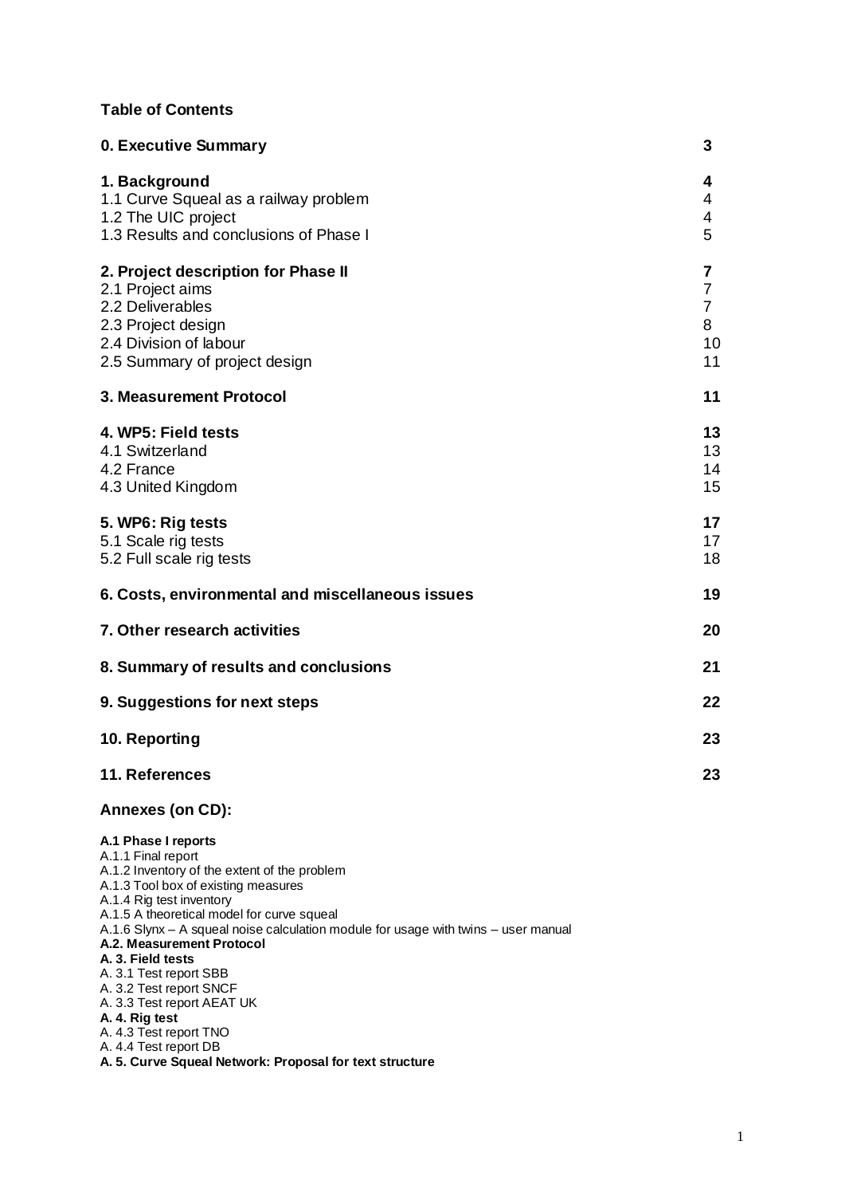**Table of Contents**

| | |
|---|---|
| **0. Executive Summary** | **3** |
| **1. Background** | **4** |
| 1.1 Curve Squeal as a railway problem | 4 |
| 1.2 The UIC project | 4 |
| 1.3 Results and conclusions of Phase I | 5 |
| **2. Project description for Phase II** | **7** |
| 2.1 Project aims | 7 |
| 2.2 Deliverables | 7 |
| 2.3 Project design | 8 |
| 2.4 Division of labour | 10 |
| 2.5 Summary of project design | 11 |
| **3. Measurement Protocol** | **11** |
| **4. WP5: Field tests** | **13** |
| 4.1 Switzerland | 13 |
| 4.2 France | 14 |
| 4.3 United Kingdom | 15 |
| **5. WP6: Rig tests** | **17** |
| 5.1 Scale rig tests | 17 |
| 5.2 Full scale rig tests | 18 |
| **6. Costs, environmental and miscellaneous issues** | **19** |
| **7. Other research activities** | **20** |
| **8. Summary of results and conclusions** | **21** |
| **9. Suggestions for next steps** | **22** |
| **10. Reporting** | **23** |
| **11. References** | **23** |

**Annexes (on CD):**

**A.1 Phase I reports**
A.1.1 Final report
A.1.2 Inventory of the extent of the problem
A.1.3 Tool box of existing measures
A.1.4 Rig test inventory
A.1.5 A theoretical model for curve squeal
A.1.6 Slynx – A squeal noise calculation module for usage with twins – user manual
**A.2. Measurement Protocol**
**A. 3. Field tests**
A. 3.1 Test report SBB
A. 3.2 Test report SNCF
A. 3.3 Test report AEAT UK
**A. 4. Rig test**
A. 4.3 Test report TNO
A. 4.4 Test report DB
**A. 5. Curve Squeal Network: Proposal for text structure**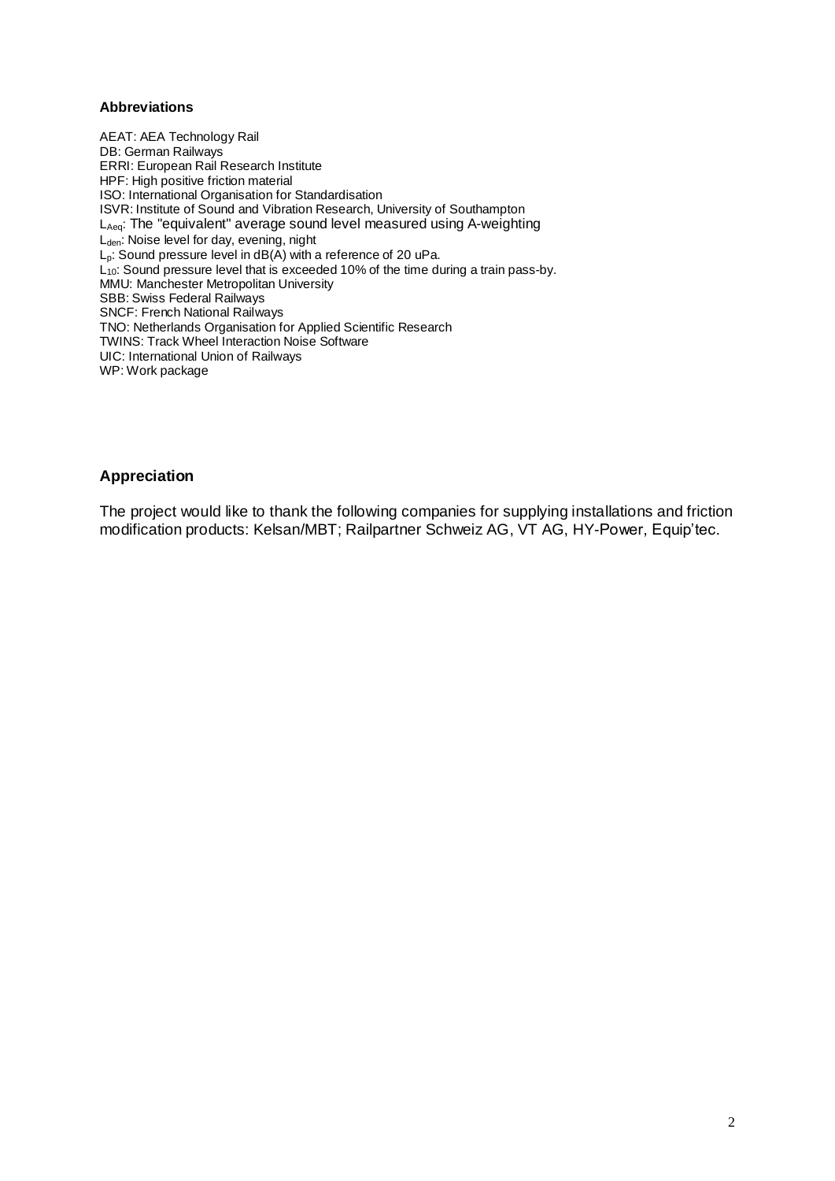**Abbreviations**

AEAT: AEA Technology Rail
DB: German Railways
ERRI: European Rail Research Institute
HPF: High positive friction material
ISO: International Organisation for Standardisation
ISVR: Institute of Sound and Vibration Research, University of Southampton
$L_{Aeq}$: The "equivalent" average sound level measured using A-weighting
$L_{den}$: Noise level for day, evening, night
$L_p$: Sound pressure level in dB(A) with a reference of 20 uPa.
$L_{10}$: Sound pressure level that is exceeded 10% of the time during a train pass-by.
MMU: Manchester Metropolitan University
SBB: Swiss Federal Railways
SNCF: French National Railways
TNO: Netherlands Organisation for Applied Scientific Research
TWINS: Track Wheel Interaction Noise Software
UIC: International Union of Railways
WP: Work package

## Appreciation

The project would like to thank the following companies for supplying installations and friction modification products: Kelsan/MBT; Railpartner Schweiz AG, VT AG, HY-Power, Equip'tec.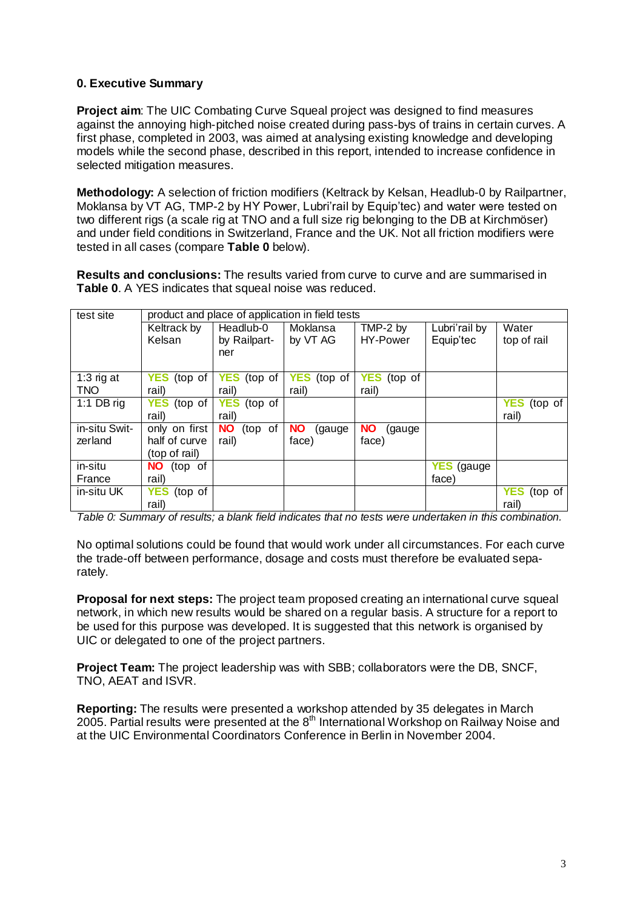## 0. Executive Summary

**Project aim**: The UIC Combating Curve Squeal project was designed to find measures against the annoying high-pitched noise created during pass-bys of trains in certain curves. A first phase, completed in 2003, was aimed at analysing existing knowledge and developing models while the second phase, described in this report, intended to increase confidence in selected mitigation measures.

**Methodology:** A selection of friction modifiers (Keltrack by Kelsan, Headlub-0 by Railpartner, Moklansa by VT AG, TMP-2 by HY Power, Lubri'rail by Equip'tec) and water were tested on two different rigs (a scale rig at TNO and a full size rig belonging to the DB at Kirchmöser) and under field conditions in Switzerland, France and the UK. Not all friction modifiers were tested in all cases (compare **Table 0** below).

**Results and conclusions:** The results varied from curve to curve and are summarised in **Table 0**. A YES indicates that squeal noise was reduced.

| test site | product and place of application in field tests | | | | | |
|---|---|---|---|---|---|---|
| | Keltrack by Kelsan | Headlub-0 by Railpartner | Moklansa by VT AG | TMP-2 by HY-Power | Lubri'rail by Equip'tec | Water top of rail |
| 1:3 rig at TNO | YES (top of rail) | YES (top of rail) | YES (top of rail) | YES (top of rail) | | |
| 1:1 DB rig | YES (top of rail) | YES (top of rail) | | | | YES (top of rail) |
| in-situ Switzerland | only on first half of curve (top of rail) | NO (top of rail) | NO (gauge face) | NO (gauge face) | | |
| in-situ France | NO (top of rail) | | | | YES (gauge face) | |
| in-situ UK | YES (top of rail) | | | | | YES (top of rail) |

*Table 0: Summary of results; a blank field indicates that no tests were undertaken in this combination.*

No optimal solutions could be found that would work under all circumstances. For each curve the trade-off between performance, dosage and costs must therefore be evaluated separately.

**Proposal for next steps:** The project team proposed creating an international curve squeal network, in which new results would be shared on a regular basis. A structure for a report to be used for this purpose was developed. It is suggested that this network is organised by UIC or delegated to one of the project partners.

**Project Team:** The project leadership was with SBB; collaborators were the DB, SNCF, TNO, AEAT and ISVR.

**Reporting:** The results were presented a workshop attended by 35 delegates in March 2005. Partial results were presented at the 8th International Workshop on Railway Noise and at the UIC Environmental Coordinators Conference in Berlin in November 2004.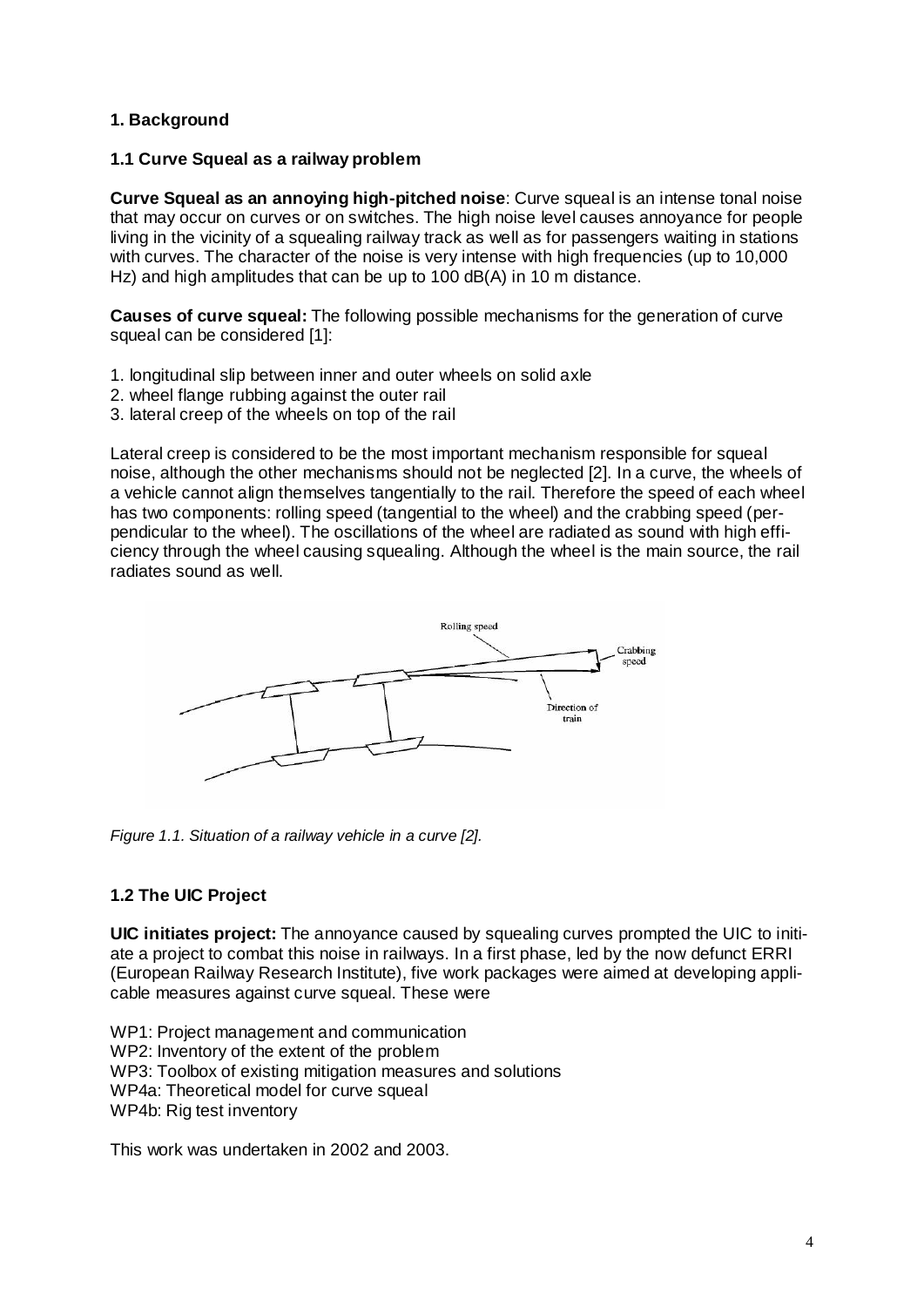## 1. Background

### 1.1 Curve Squeal as a railway problem

**Curve Squeal as an annoying high-pitched noise**: Curve squeal is an intense tonal noise that may occur on curves or on switches. The high noise level causes annoyance for people living in the vicinity of a squealing railway track as well as for passengers waiting in stations with curves. The character of the noise is very intense with high frequencies (up to 10,000 Hz) and high amplitudes that can be up to 100 dB(A) in 10 m distance.

**Causes of curve squeal:** The following possible mechanisms for the generation of curve squeal can be considered [1]:

1. longitudinal slip between inner and outer wheels on solid axle
2. wheel flange rubbing against the outer rail
3. lateral creep of the wheels on top of the rail

Lateral creep is considered to be the most important mechanism responsible for squeal noise, although the other mechanisms should not be neglected [2]. In a curve, the wheels of a vehicle cannot align themselves tangentially to the rail. Therefore the speed of each wheel has two components: rolling speed (tangential to the wheel) and the crabbing speed (perpendicular to the wheel). The oscillations of the wheel are radiated as sound with high efficiency through the wheel causing squealing. Although the wheel is the main source, the rail radiates sound as well.

*Figure 1.1. Situation of a railway vehicle in a curve [2].*

### 1.2 The UIC Project

**UIC initiates project:** The annoyance caused by squealing curves prompted the UIC to initiate a project to combat this noise in railways. In a first phase, led by the now defunct ERRI (European Railway Research Institute), five work packages were aimed at developing applicable measures against curve squeal. These were

WP1: Project management and communication
WP2: Inventory of the extent of the problem
WP3: Toolbox of existing mitigation measures and solutions
WP4a: Theoretical model for curve squeal
WP4b: Rig test inventory

This work was undertaken in 2002 and 2003.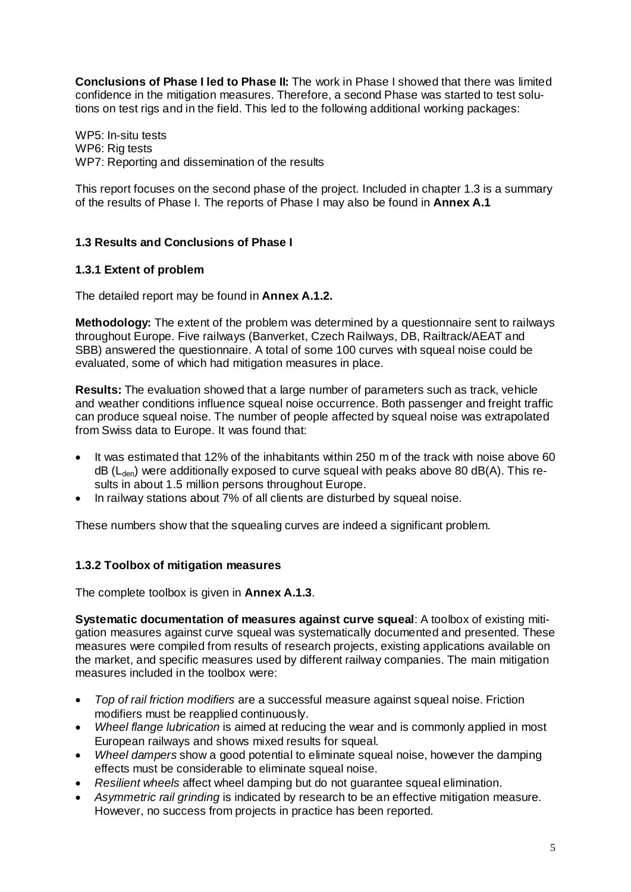**Conclusions of Phase I led to Phase II:** The work in Phase I showed that there was limited confidence in the mitigation measures. Therefore, a second Phase was started to test solutions on test rigs and in the field. This led to the following additional working packages:

WP5: In-situ tests
WP6: Rig tests
WP7: Reporting and dissemination of the results

This report focuses on the second phase of the project. Included in chapter 1.3 is a summary of the results of Phase I. The reports of Phase I may also be found in **Annex A.1**

### 1.3 Results and Conclusions of Phase I

#### 1.3.1 Extent of problem

The detailed report may be found in **Annex A.1.2.**

**Methodology:** The extent of the problem was determined by a questionnaire sent to railways throughout Europe. Five railways (Banverket, Czech Railways, DB, Railtrack/AEAT and SBB) answered the questionnaire. A total of some 100 curves with squeal noise could be evaluated, some of which had mitigation measures in place.

**Results:** The evaluation showed that a large number of parameters such as track, vehicle and weather conditions influence squeal noise occurrence. Both passenger and freight traffic can produce squeal noise. The number of people affected by squeal noise was extrapolated from Swiss data to Europe. It was found that:

- It was estimated that 12% of the inhabitants within 250 m of the track with noise above 60 dB ($L_{den}$) were additionally exposed to curve squeal with peaks above 80 dB(A). This results in about 1.5 million persons throughout Europe.
- In railway stations about 7% of all clients are disturbed by squeal noise.

These numbers show that the squealing curves are indeed a significant problem.

#### 1.3.2 Toolbox of mitigation measures

The complete toolbox is given in **Annex A.1.3**.

**Systematic documentation of measures against curve squeal**: A toolbox of existing mitigation measures against curve squeal was systematically documented and presented. These measures were compiled from results of research projects, existing applications available on the market, and specific measures used by different railway companies. The main mitigation measures included in the toolbox were:

- *Top of rail friction modifiers* are a successful measure against squeal noise. Friction modifiers must be reapplied continuously.
- *Wheel flange lubrication* is aimed at reducing the wear and is commonly applied in most European railways and shows mixed results for squeal.
- *Wheel dampers* show a good potential to eliminate squeal noise, however the damping effects must be considerable to eliminate squeal noise.
- *Resilient wheels* affect wheel damping but do not guarantee squeal elimination.
- *Asymmetric rail grinding* is indicated by research to be an effective mitigation measure. However, no success from projects in practice has been reported.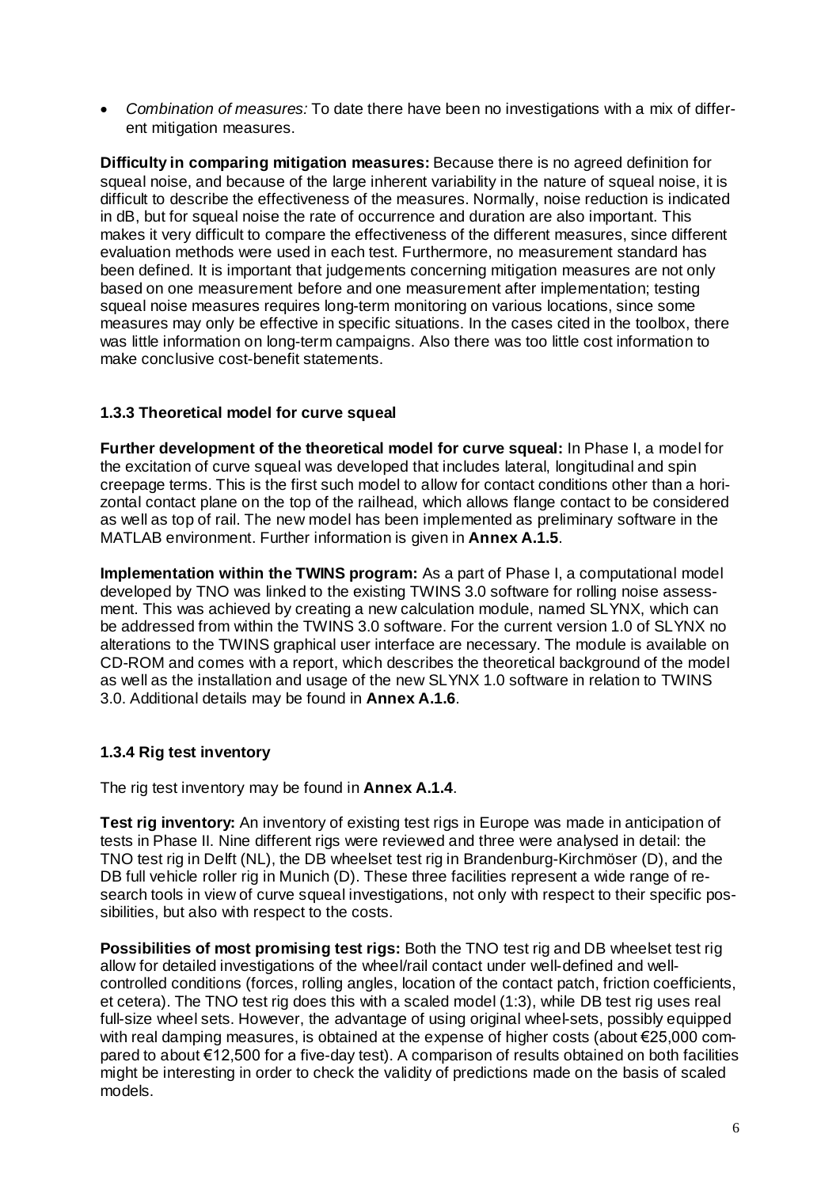- *Combination of measures:* To date there have been no investigations with a mix of different mitigation measures.

**Difficulty in comparing mitigation measures:** Because there is no agreed definition for squeal noise, and because of the large inherent variability in the nature of squeal noise, it is difficult to describe the effectiveness of the measures. Normally, noise reduction is indicated in dB, but for squeal noise the rate of occurrence and duration are also important. This makes it very difficult to compare the effectiveness of the different measures, since different evaluation methods were used in each test. Furthermore, no measurement standard has been defined. It is important that judgements concerning mitigation measures are not only based on one measurement before and one measurement after implementation; testing squeal noise measures requires long-term monitoring on various locations, since some measures may only be effective in specific situations. In the cases cited in the toolbox, there was little information on long-term campaigns. Also there was too little cost information to make conclusive cost-benefit statements.

### 1.3.3 Theoretical model for curve squeal

**Further development of the theoretical model for curve squeal:** In Phase I, a model for the excitation of curve squeal was developed that includes lateral, longitudinal and spin creepage terms. This is the first such model to allow for contact conditions other than a horizontal contact plane on the top of the railhead, which allows flange contact to be considered as well as top of rail. The new model has been implemented as preliminary software in the MATLAB environment. Further information is given in **Annex A.1.5**.

**Implementation within the TWINS program:** As a part of Phase I, a computational model developed by TNO was linked to the existing TWINS 3.0 software for rolling noise assessment. This was achieved by creating a new calculation module, named SLYNX, which can be addressed from within the TWINS 3.0 software. For the current version 1.0 of SLYNX no alterations to the TWINS graphical user interface are necessary. The module is available on CD-ROM and comes with a report, which describes the theoretical background of the model as well as the installation and usage of the new SLYNX 1.0 software in relation to TWINS 3.0. Additional details may be found in **Annex A.1.6**.

### 1.3.4 Rig test inventory

The rig test inventory may be found in **Annex A.1.4**.

**Test rig inventory:** An inventory of existing test rigs in Europe was made in anticipation of tests in Phase II. Nine different rigs were reviewed and three were analysed in detail: the TNO test rig in Delft (NL), the DB wheelset test rig in Brandenburg-Kirchmöser (D), and the DB full vehicle roller rig in Munich (D). These three facilities represent a wide range of research tools in view of curve squeal investigations, not only with respect to their specific possibilities, but also with respect to the costs.

**Possibilities of most promising test rigs:** Both the TNO test rig and DB wheelset test rig allow for detailed investigations of the wheel/rail contact under well-defined and well-controlled conditions (forces, rolling angles, location of the contact patch, friction coefficients, et cetera). The TNO test rig does this with a scaled model (1:3), while DB test rig uses real full-size wheel sets. However, the advantage of using original wheel-sets, possibly equipped with real damping measures, is obtained at the expense of higher costs (about €25,000 compared to about €12,500 for a five-day test). A comparison of results obtained on both facilities might be interesting in order to check the validity of predictions made on the basis of scaled models.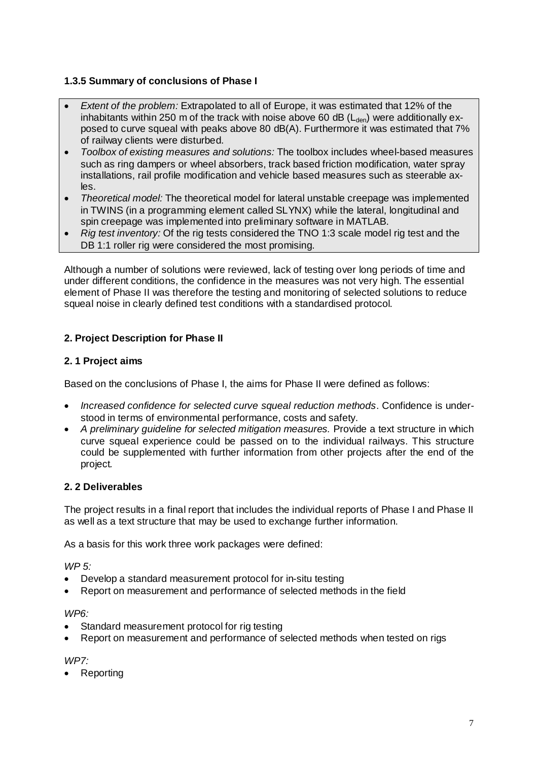### 1.3.5 Summary of conclusions of Phase I

- *Extent of the problem:* Extrapolated to all of Europe, it was estimated that 12% of the inhabitants within 250 m of the track with noise above 60 dB ($L_{den}$) were additionally exposed to curve squeal with peaks above 80 dB(A). Furthermore it was estimated that 7% of railway clients were disturbed.
- *Toolbox of existing measures and solutions:* The toolbox includes wheel-based measures such as ring dampers or wheel absorbers, track based friction modification, water spray installations, rail profile modification and vehicle based measures such as steerable axles.
- *Theoretical model:* The theoretical model for lateral unstable creepage was implemented in TWINS (in a programming element called SLYNX) while the lateral, longitudinal and spin creepage was implemented into preliminary software in MATLAB.
- *Rig test inventory:* Of the rig tests considered the TNO 1:3 scale model rig test and the DB 1:1 roller rig were considered the most promising.

Although a number of solutions were reviewed, lack of testing over long periods of time and under different conditions, the confidence in the measures was not very high. The essential element of Phase II was therefore the testing and monitoring of selected solutions to reduce squeal noise in clearly defined test conditions with a standardised protocol.

## 2. Project Description for Phase II

### 2. 1 Project aims

Based on the conclusions of Phase I, the aims for Phase II were defined as follows:

- *Increased confidence for selected curve squeal reduction methods*. Confidence is understood in terms of environmental performance, costs and safety.
- *A preliminary guideline for selected mitigation measures.* Provide a text structure in which curve squeal experience could be passed on to the individual railways. This structure could be supplemented with further information from other projects after the end of the project.

### 2. 2 Deliverables

The project results in a final report that includes the individual reports of Phase I and Phase II as well as a text structure that may be used to exchange further information.

As a basis for this work three work packages were defined:

*WP 5:*

- Develop a standard measurement protocol for in-situ testing
- Report on measurement and performance of selected methods in the field

*WP6:*

- Standard measurement protocol for rig testing
- Report on measurement and performance of selected methods when tested on rigs

*WP7:*

- Reporting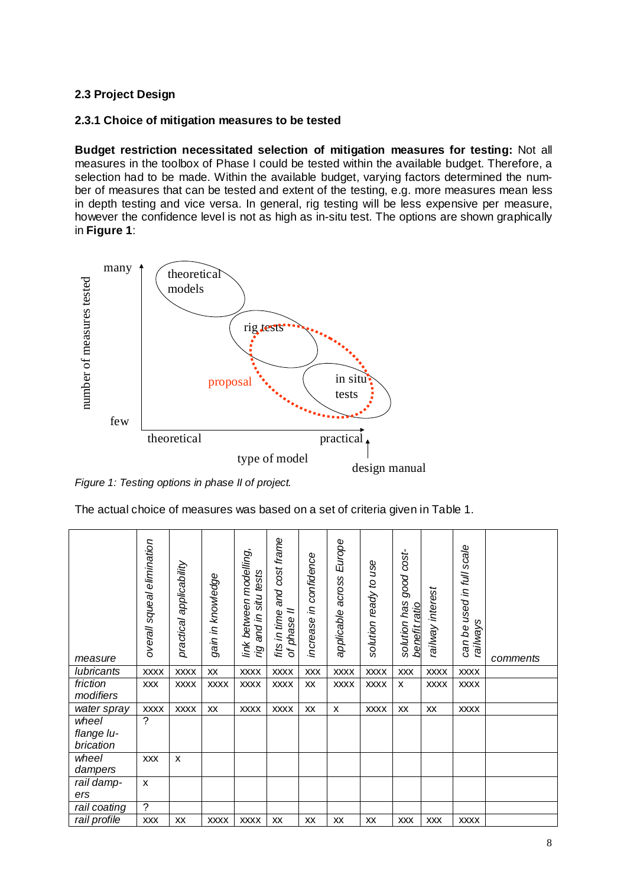## 2.3 Project Design

### 2.3.1 Choice of mitigation measures to be tested

**Budget restriction necessitated selection of mitigation measures for testing:** Not all measures in the toolbox of Phase I could be tested within the available budget. Therefore, a selection had to be made. Within the available budget, varying factors determined the number of measures that can be tested and extent of the testing, e.g. more measures mean less in depth testing and vice versa. In general, rig testing will be less expensive per measure, however the confidence level is not as high as in-situ test. The options are shown graphically in **Figure 1**:

*Figure 1: Testing options in phase II of project.*

The actual choice of measures was based on a set of criteria given in Table 1.

| *measure* | *overall squeal elimination* | *practical applicability* | *gain in knowledge* | *link between modelling, rig and in situ tests* | *fits in time and cost frame of phase II* | *increase in confidence* | *applicable across Europe* | *solution ready to use* | *solution has good cost-benefit ratio* | *railway interest* | *can be used in full scale railways* | *comments* |
|---|---|---|---|---|---|---|---|---|---|---|---|---|
| *lubricants* | XXXX | XXXX | XX | XXXX | XXXX | XXX | XXXX | XXXX | XXX | XXXX | XXXX | |
| *friction modifiers* | XXX | XXXX | XXXX | XXXX | XXXX | XX | XXXX | XXXX | X | XXXX | XXXX | |
| *water spray* | XXXX | XXXX | XX | XXXX | XXXX | XX | X | XXXX | XX | XX | XXXX | |
| *wheel flange lubrication* | ? | | | | | | | | | | | |
| *wheel dampers* | XXX | X | | | | | | | | | | |
| *rail dampers* | X | | | | | | | | | | | |
| *rail coating* | ? | | | | | | | | | | | |
| *rail profile* | XXX | XX | XXXX | XXXX | XX | XX | XX | XX | XXX | XXX | XXXX | |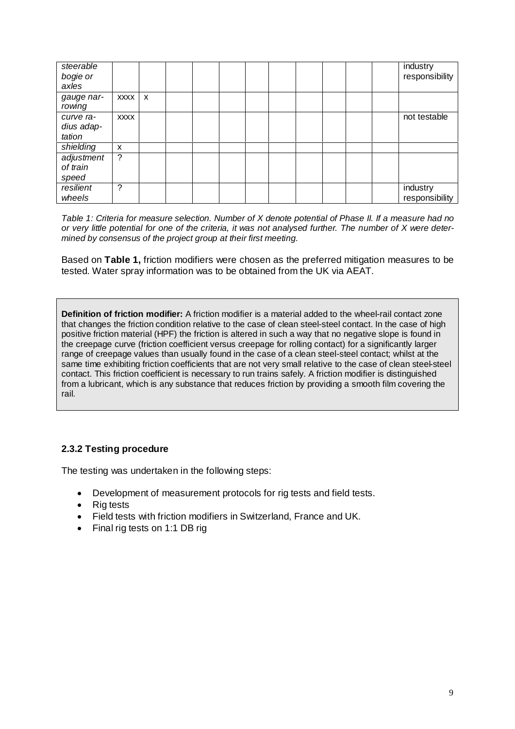| | | | | | | | | | | | | |
|---|---|---|---|---|---|---|---|---|---|---|---|---|
| *steerable bogie or axles* | | | | | | | | | | | | industry responsibility |
| *gauge narrowing* | xxxx | x | | | | | | | | | | |
| *curve radius adaptation* | xxxx | | | | | | | | | | | not testable |
| *shielding* | x | | | | | | | | | | | |
| *adjustment of train speed* | ? | | | | | | | | | | | |
| *resilient wheels* | ? | | | | | | | | | | | industry responsibility |

*Table 1: Criteria for measure selection. Number of X denote potential of Phase II. If a measure had no or very little potential for one of the criteria, it was not analysed further. The number of X were determined by consensus of the project group at their first meeting.*

Based on **Table 1,** friction modifiers were chosen as the preferred mitigation measures to be tested. Water spray information was to be obtained from the UK via AEAT.

**Definition of friction modifier:** A friction modifier is a material added to the wheel-rail contact zone that changes the friction condition relative to the case of clean steel-steel contact. In the case of high positive friction material (HPF) the friction is altered in such a way that no negative slope is found in the creepage curve (friction coefficient versus creepage for rolling contact) for a significantly larger range of creepage values than usually found in the case of a clean steel-steel contact; whilst at the same time exhibiting friction coefficients that are not very small relative to the case of clean steel-steel contact. This friction coefficient is necessary to run trains safely. A friction modifier is distinguished from a lubricant, which is any substance that reduces friction by providing a smooth film covering the rail.

### 2.3.2 Testing procedure

The testing was undertaken in the following steps:

- Development of measurement protocols for rig tests and field tests.
- Rig tests
- Field tests with friction modifiers in Switzerland, France and UK.
- Final rig tests on 1:1 DB rig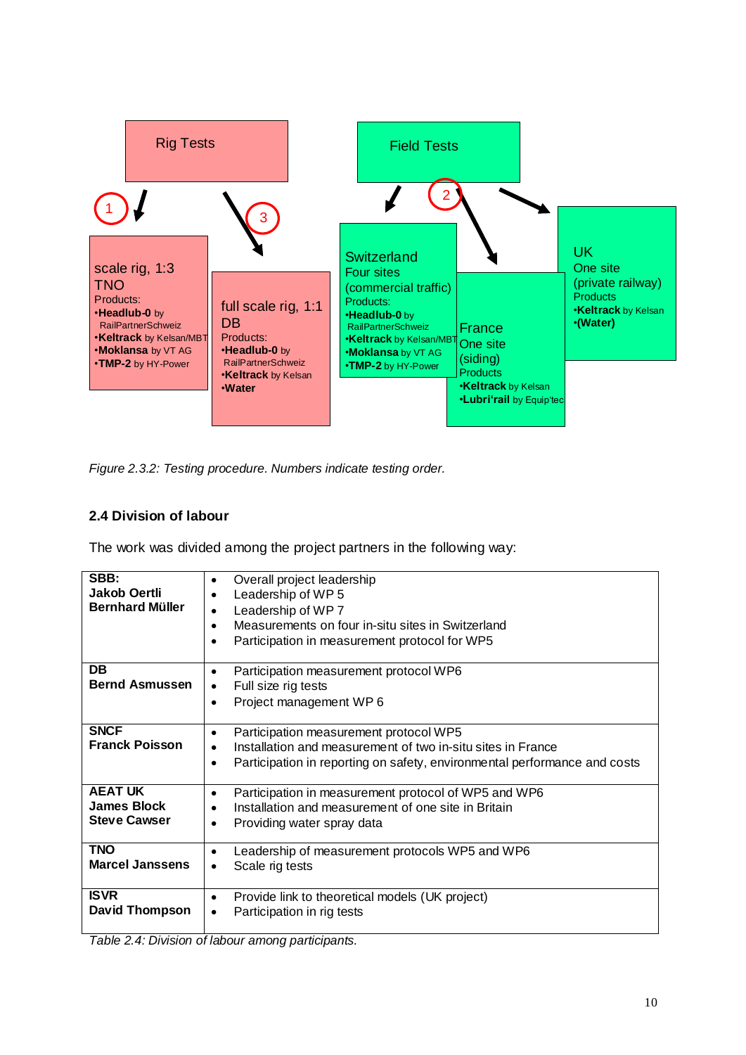Rig Tests

1 scale rig, 1:3
TNO
Products:
•**Headlub-0** by RailPartnerSchweiz
•**Keltrack** by Kelsan/MBT
•**Moklansa** by VT AG
•**TMP-2** by HY-Power

3 full scale rig, 1:1
DB
Products:
•**Headlub-0** by RailPartnerSchweiz
•**Keltrack** by Kelsan
•**Water**

Field Tests

Switzerland
Four sites
(commercial traffic)
Products:
•**Headlub-0** by RailPartnerSchweiz
•**Keltrack** by Kelsan/MBT
•**Moklansa** by VT AG
•**TMP-2** by HY-Power

2 France
One site
(siding)
Products
•**Keltrack** by Kelsan
•**Lubri'rail** by Equip'tec

UK
One site
(private railway)
Products
•**Keltrack** by Kelsan
•**(Water)**

*Figure 2.3.2: Testing procedure. Numbers indicate testing order.*

### 2.4 Division of labour

The work was divided among the project partners in the following way:

| Partner | Tasks |
|---|---|
| **SBB:**<br>**Jakob Oertli**<br>**Bernhard Müller** | • Overall project leadership<br>• Leadership of WP 5<br>• Leadership of WP 7<br>• Measurements on four in-situ sites in Switzerland<br>• Participation in measurement protocol for WP5 |
| **DB**<br>**Bernd Asmussen** | • Participation measurement protocol WP6<br>• Full size rig tests<br>• Project management WP 6 |
| **SNCF**<br>**Franck Poisson** | • Participation measurement protocol WP5<br>• Installation and measurement of two in-situ sites in France<br>• Participation in reporting on safety, environmental performance and costs |
| **AEAT UK**<br>**James Block**<br>**Steve Cawser** | • Participation in measurement protocol of WP5 and WP6<br>• Installation and measurement of one site in Britain<br>• Providing water spray data |
| **TNO**<br>**Marcel Janssens** | • Leadership of measurement protocols WP5 and WP6<br>• Scale rig tests |
| **ISVR**<br>**David Thompson** | • Provide link to theoretical models (UK project)<br>• Participation in rig tests |

*Table 2.4: Division of labour among participants.*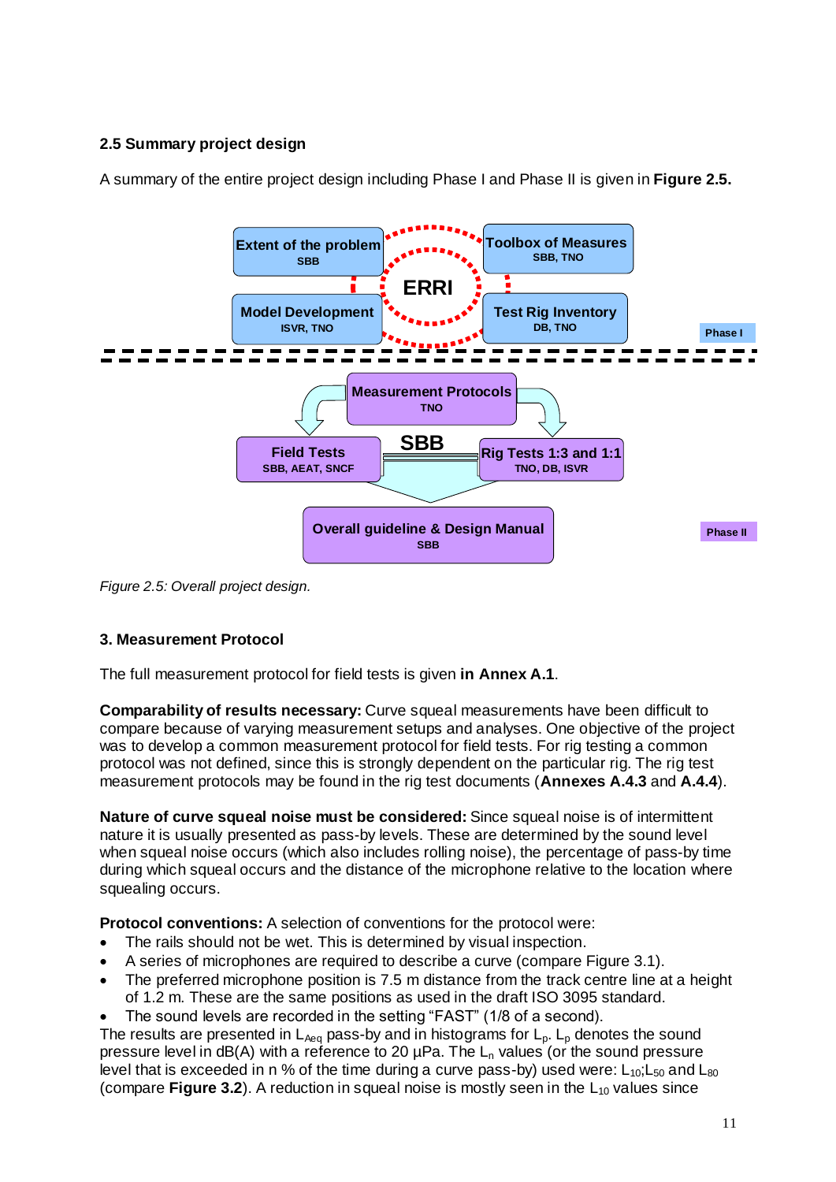## 2.5 Summary project design

A summary of the entire project design including Phase I and Phase II is given in **Figure 2.5.**

*Figure 2.5: Overall project design.*

## 3. Measurement Protocol

The full measurement protocol for field tests is given **in Annex A.1**.

**Comparability of results necessary:** Curve squeal measurements have been difficult to compare because of varying measurement setups and analyses. One objective of the project was to develop a common measurement protocol for field tests. For rig testing a common protocol was not defined, since this is strongly dependent on the particular rig. The rig test measurement protocols may be found in the rig test documents (**Annexes A.4.3** and **A.4.4**).

**Nature of curve squeal noise must be considered:** Since squeal noise is of intermittent nature it is usually presented as pass-by levels. These are determined by the sound level when squeal noise occurs (which also includes rolling noise), the percentage of pass-by time during which squeal occurs and the distance of the microphone relative to the location where squealing occurs.

**Protocol conventions:** A selection of conventions for the protocol were:

- The rails should not be wet. This is determined by visual inspection.
- A series of microphones are required to describe a curve (compare Figure 3.1).
- The preferred microphone position is 7.5 m distance from the track centre line at a height of 1.2 m. These are the same positions as used in the draft ISO 3095 standard.
- The sound levels are recorded in the setting “FAST” (1/8 of a second).

The results are presented in $L_{Aeq}$ pass-by and in histograms for $L_p$. $L_p$ denotes the sound pressure level in dB(A) with a reference to 20 µPa. The $L_n$ values (or the sound pressure level that is exceeded in n % of the time during a curve pass-by) used were: $L_{10}$;$L_{50}$ and $L_{80}$ (compare **Figure 3.2**). A reduction in squeal noise is mostly seen in the $L_{10}$ values since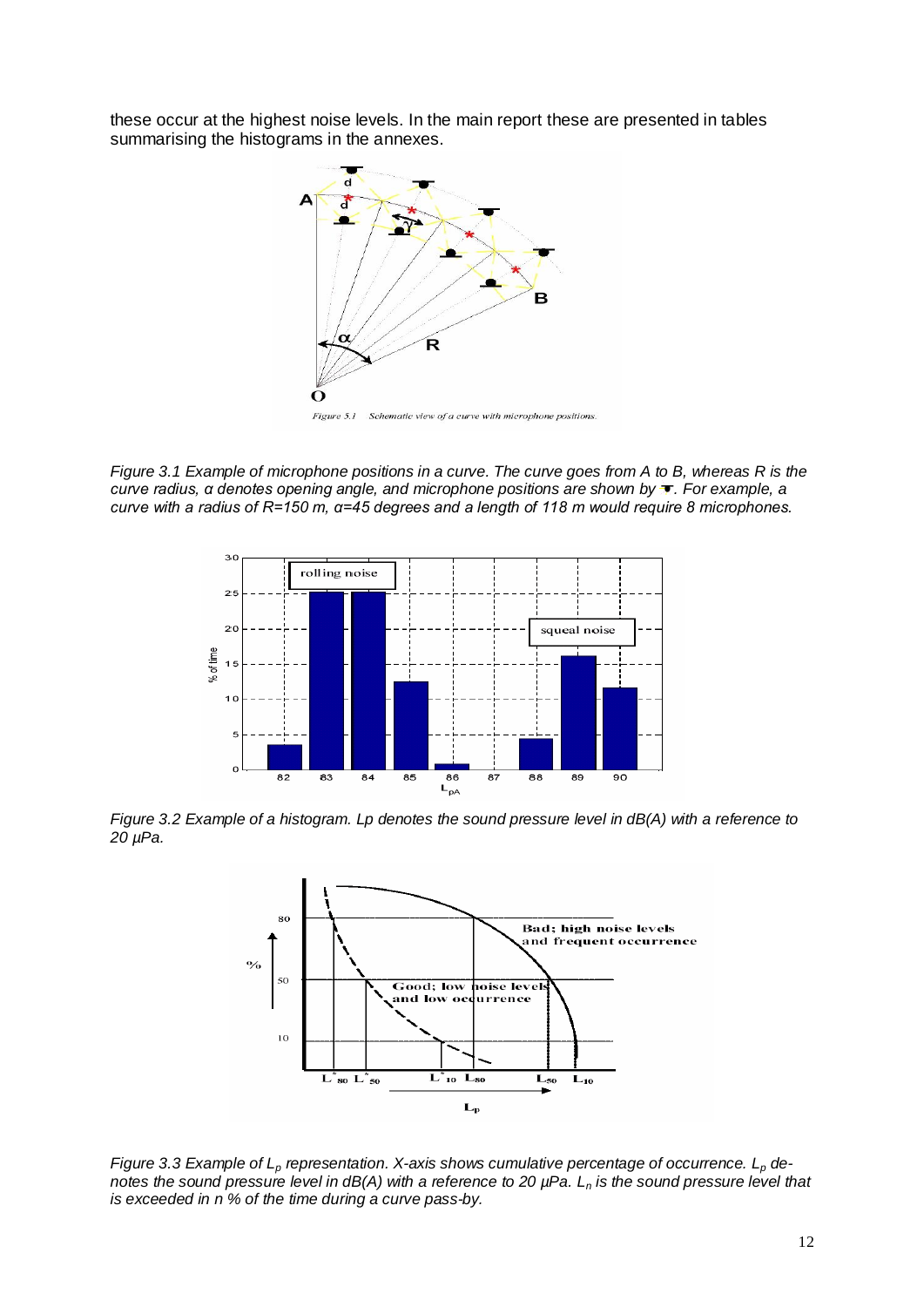these occur at the highest noise levels. In the main report these are presented in tables summarising the histograms in the annexes.

*Figure 3.1 Example of microphone positions in a curve. The curve goes from A to B, whereas R is the curve radius, α denotes opening angle, and microphone positions are shown by ▼. For example, a curve with a radius of R=150 m, α=45 degrees and a length of 118 m would require 8 microphones.*

*Figure 3.2 Example of a histogram. Lp denotes the sound pressure level in dB(A) with a reference to 20 µPa.*

*Figure 3.3 Example of $L_p$ representation. X-axis shows cumulative percentage of occurrence. $L_p$ denotes the sound pressure level in dB(A) with a reference to 20 µPa. $L_n$ is the sound pressure level that is exceeded in n % of the time during a curve pass-by.*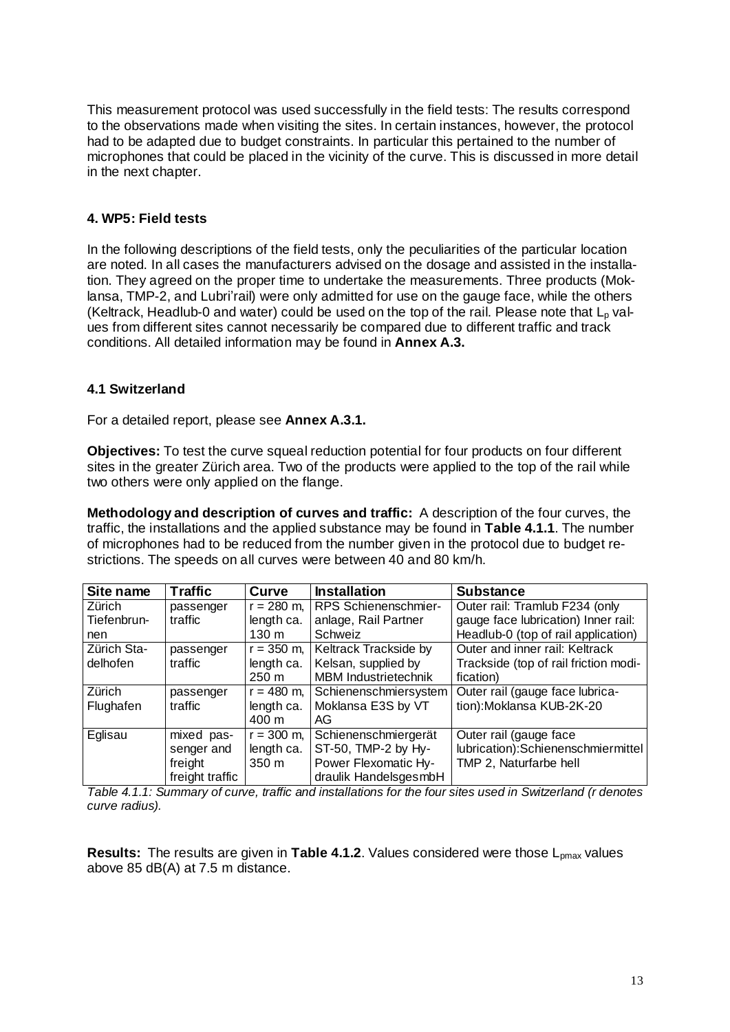This measurement protocol was used successfully in the field tests: The results correspond to the observations made when visiting the sites. In certain instances, however, the protocol had to be adapted due to budget constraints. In particular this pertained to the number of microphones that could be placed in the vicinity of the curve. This is discussed in more detail in the next chapter.

## 4. WP5: Field tests

In the following descriptions of the field tests, only the peculiarities of the particular location are noted. In all cases the manufacturers advised on the dosage and assisted in the installation. They agreed on the proper time to undertake the measurements. Three products (Moklansa, TMP-2, and Lubri'rail) were only admitted for use on the gauge face, while the others (Keltrack, Headlub-0 and water) could be used on the top of the rail. Please note that $L_p$ values from different sites cannot necessarily be compared due to different traffic and track conditions. All detailed information may be found in **Annex A.3.**

### 4.1 Switzerland

For a detailed report, please see **Annex A.3.1.**

**Objectives:** To test the curve squeal reduction potential for four products on four different sites in the greater Zürich area. Two of the products were applied to the top of the rail while two others were only applied on the flange.

**Methodology and description of curves and traffic:** A description of the four curves, the traffic, the installations and the applied substance may be found in **Table 4.1.1**. The number of microphones had to be reduced from the number given in the protocol due to budget restrictions. The speeds on all curves were between 40 and 80 km/h.

| Site name | Traffic | Curve | Installation | Substance |
|---|---|---|---|---|
| Zürich Tiefenbrunnen | passenger traffic | r = 280 m, length ca. 130 m | RPS Schienenschmieranlage, Rail Partner Schweiz | Outer rail: Tramlub F234 (only gauge face lubrication) Inner rail: Headlub-0 (top of rail application) |
| Zürich Stadelhofen | passenger traffic | r = 350 m, length ca. 250 m | Keltrack Trackside by Kelsan, supplied by MBM Industrietechnik | Outer and inner rail: Keltrack Trackside (top of rail friction modification) |
| Zürich Flughafen | passenger traffic | r = 480 m, length ca. 400 m | Schienenschmiersystem Moklansa E3S by VT AG | Outer rail (gauge face lubrication):Moklansa KUB-2K-20 |
| Eglisau | mixed passenger and freight freight traffic | r = 300 m, length ca. 350 m | Schienenschmiergerät ST-50, TMP-2 by Hy-Power Flexomatic Hydraulik HandelsgesmbH | Outer rail (gauge face lubrication):Schienenschmiermittel TMP 2, Naturfarbe hell |

*Table 4.1.1: Summary of curve, traffic and installations for the four sites used in Switzerland (r denotes curve radius).*

**Results:** The results are given in **Table 4.1.2**. Values considered were those $L_{pmax}$ values above 85 dB(A) at 7.5 m distance.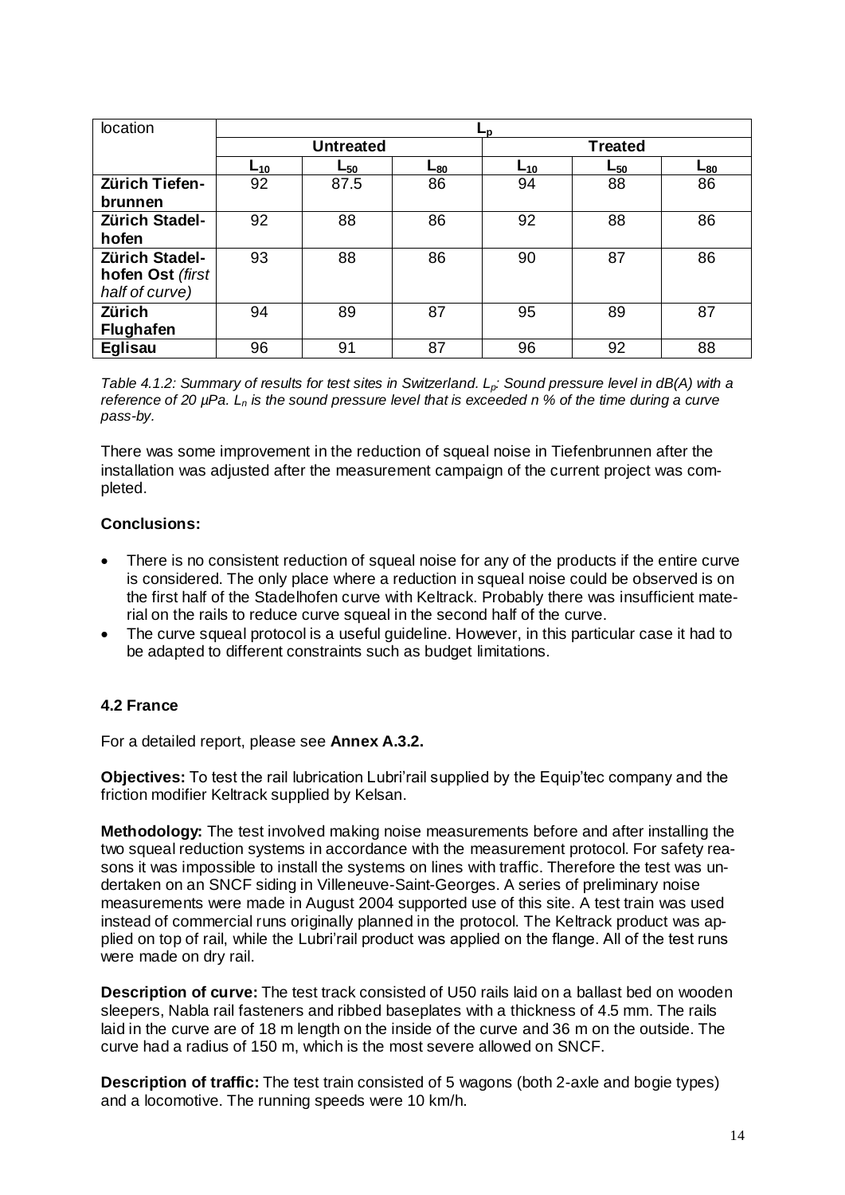| location | $L_p$ | | | | | |
|---|---|---|---|---|---|---|
| | **Untreated** | | | **Treated** | | |
| | $L_{10}$ | $L_{50}$ | $L_{80}$ | $L_{10}$ | $L_{50}$ | $L_{80}$ |
| **Zürich Tiefen-brunnen** | 92 | 87.5 | 86 | 94 | 88 | 86 |
| **Zürich Stadel-hofen** | 92 | 88 | 86 | 92 | 88 | 86 |
| **Zürich Stadel-hofen Ost** *(first half of curve)* | 93 | 88 | 86 | 90 | 87 | 86 |
| **Zürich Flughafen** | 94 | 89 | 87 | 95 | 89 | 87 |
| **Eglisau** | 96 | 91 | 87 | 96 | 92 | 88 |

*Table 4.1.2: Summary of results for test sites in Switzerland. $L_p$: Sound pressure level in dB(A) with a reference of 20 µPa. $L_n$ is the sound pressure level that is exceeded n % of the time during a curve pass-by.*

There was some improvement in the reduction of squeal noise in Tiefenbrunnen after the installation was adjusted after the measurement campaign of the current project was completed.

**Conclusions:**

- There is no consistent reduction of squeal noise for any of the products if the entire curve is considered. The only place where a reduction in squeal noise could be observed is on the first half of the Stadelhofen curve with Keltrack. Probably there was insufficient material on the rails to reduce curve squeal in the second half of the curve.
- The curve squeal protocol is a useful guideline. However, in this particular case it had to be adapted to different constraints such as budget limitations.

### 4.2 France

For a detailed report, please see **Annex A.3.2.**

**Objectives:** To test the rail lubrication Lubri'rail supplied by the Equip'tec company and the friction modifier Keltrack supplied by Kelsan.

**Methodology:** The test involved making noise measurements before and after installing the two squeal reduction systems in accordance with the measurement protocol. For safety reasons it was impossible to install the systems on lines with traffic. Therefore the test was undertaken on an SNCF siding in Villeneuve-Saint-Georges. A series of preliminary noise measurements were made in August 2004 supported use of this site. A test train was used instead of commercial runs originally planned in the protocol. The Keltrack product was applied on top of rail, while the Lubri'rail product was applied on the flange. All of the test runs were made on dry rail.

**Description of curve:** The test track consisted of U50 rails laid on a ballast bed on wooden sleepers, Nabla rail fasteners and ribbed baseplates with a thickness of 4.5 mm. The rails laid in the curve are of 18 m length on the inside of the curve and 36 m on the outside. The curve had a radius of 150 m, which is the most severe allowed on SNCF.

**Description of traffic:** The test train consisted of 5 wagons (both 2-axle and bogie types) and a locomotive. The running speeds were 10 km/h.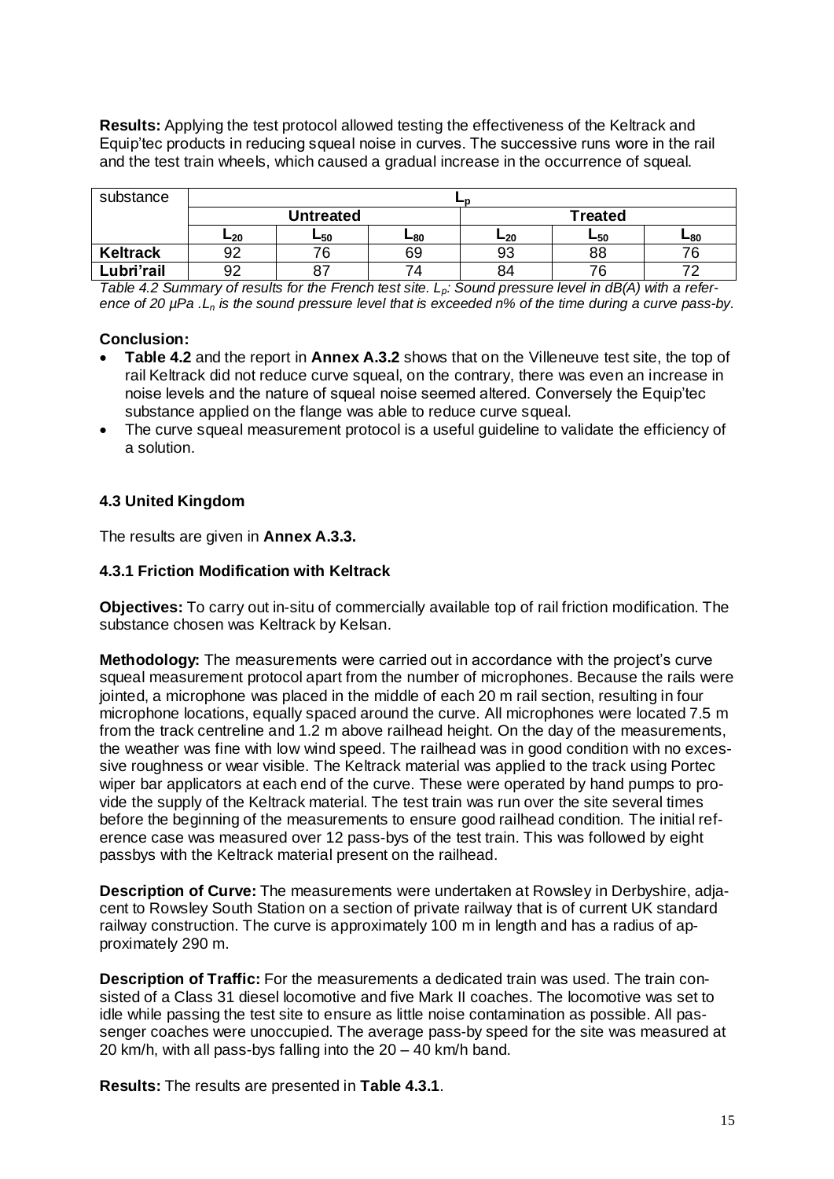**Results:** Applying the test protocol allowed testing the effectiveness of the Keltrack and Equip'tec products in reducing squeal noise in curves. The successive runs wore in the rail and the test train wheels, which caused a gradual increase in the occurrence of squeal.

| substance | $L_p$ | | | | | |
|---|---|---|---|---|---|---|
| | Untreated | | | Treated | | |
| | $L_{20}$ | $L_{50}$ | $L_{80}$ | $L_{20}$ | $L_{50}$ | $L_{80}$ |
| **Keltrack** | 92 | 76 | 69 | 93 | 88 | 76 |
| **Lubri'rail** | 92 | 87 | 74 | 84 | 76 | 72 |

*Table 4.2 Summary of results for the French test site. $L_p$: Sound pressure level in dB(A) with a reference of 20 µPa . $L_n$ is the sound pressure level that is exceeded n% of the time during a curve pass-by.*

**Conclusion:**

- **Table 4.2** and the report in **Annex A.3.2** shows that on the Villeneuve test site, the top of rail Keltrack did not reduce curve squeal, on the contrary, there was even an increase in noise levels and the nature of squeal noise seemed altered. Conversely the Equip'tec substance applied on the flange was able to reduce curve squeal.
- The curve squeal measurement protocol is a useful guideline to validate the efficiency of a solution.

### 4.3 United Kingdom

The results are given in **Annex A.3.3.**

#### 4.3.1 Friction Modification with Keltrack

**Objectives:** To carry out in-situ of commercially available top of rail friction modification. The substance chosen was Keltrack by Kelsan.

**Methodology:** The measurements were carried out in accordance with the project's curve squeal measurement protocol apart from the number of microphones. Because the rails were jointed, a microphone was placed in the middle of each 20 m rail section, resulting in four microphone locations, equally spaced around the curve. All microphones were located 7.5 m from the track centreline and 1.2 m above railhead height. On the day of the measurements, the weather was fine with low wind speed. The railhead was in good condition with no excessive roughness or wear visible. The Keltrack material was applied to the track using Portec wiper bar applicators at each end of the curve. These were operated by hand pumps to provide the supply of the Keltrack material. The test train was run over the site several times before the beginning of the measurements to ensure good railhead condition. The initial reference case was measured over 12 pass-bys of the test train. This was followed by eight passbys with the Keltrack material present on the railhead.

**Description of Curve:** The measurements were undertaken at Rowsley in Derbyshire, adjacent to Rowsley South Station on a section of private railway that is of current UK standard railway construction. The curve is approximately 100 m in length and has a radius of approximately 290 m.

**Description of Traffic:** For the measurements a dedicated train was used. The train consisted of a Class 31 diesel locomotive and five Mark II coaches. The locomotive was set to idle while passing the test site to ensure as little noise contamination as possible. All passenger coaches were unoccupied. The average pass-by speed for the site was measured at 20 km/h, with all pass-bys falling into the 20 – 40 km/h band.

**Results:** The results are presented in **Table 4.3.1**.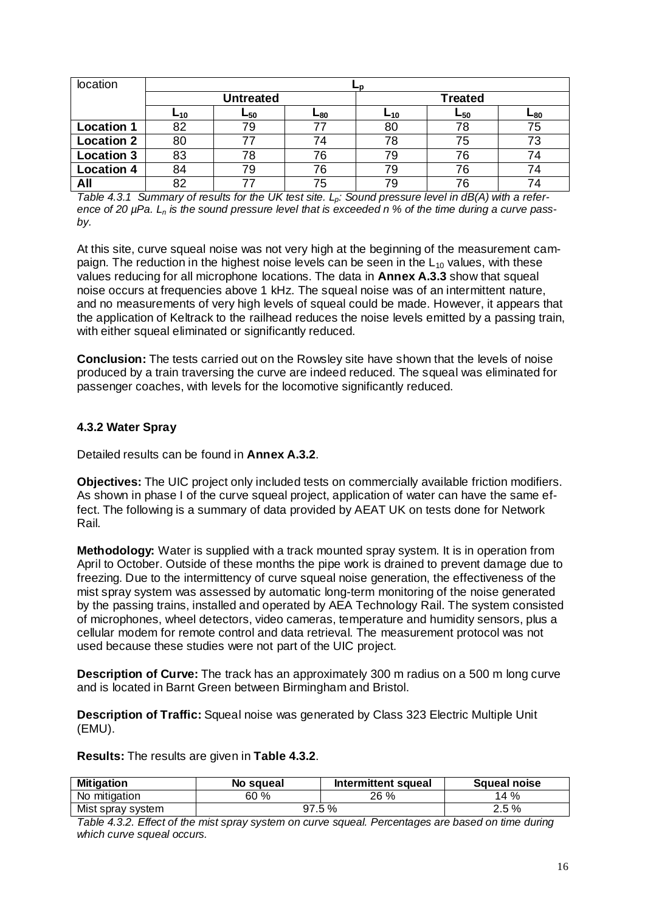| location | $L_p$ | | | | | |
|---|---|---|---|---|---|---|
| | **Untreated** | | | **Treated** | | |
| | $L_{10}$ | $L_{50}$ | $L_{80}$ | $L_{10}$ | $L_{50}$ | $L_{80}$ |
| **Location 1** | 82 | 79 | 77 | 80 | 78 | 75 |
| **Location 2** | 80 | 77 | 74 | 78 | 75 | 73 |
| **Location 3** | 83 | 78 | 76 | 79 | 76 | 74 |
| **Location 4** | 84 | 79 | 76 | 79 | 76 | 74 |
| **All** | 82 | 77 | 75 | 79 | 76 | 74 |

*Table 4.3.1 Summary of results for the UK test site. $L_p$: Sound pressure level in dB(A) with a reference of 20 µPa. $L_n$ is the sound pressure level that is exceeded n % of the time during a curve pass-by.*

At this site, curve squeal noise was not very high at the beginning of the measurement campaign. The reduction in the highest noise levels can be seen in the $L_{10}$ values, with these values reducing for all microphone locations. The data in **Annex A.3.3** show that squeal noise occurs at frequencies above 1 kHz. The squeal noise was of an intermittent nature, and no measurements of very high levels of squeal could be made. However, it appears that the application of Keltrack to the railhead reduces the noise levels emitted by a passing train, with either squeal eliminated or significantly reduced.

**Conclusion:** The tests carried out on the Rowsley site have shown that the levels of noise produced by a train traversing the curve are indeed reduced. The squeal was eliminated for passenger coaches, with levels for the locomotive significantly reduced.

### 4.3.2 Water Spray

Detailed results can be found in **Annex A.3.2**.

**Objectives:** The UIC project only included tests on commercially available friction modifiers. As shown in phase I of the curve squeal project, application of water can have the same effect. The following is a summary of data provided by AEAT UK on tests done for Network Rail.

**Methodology:** Water is supplied with a track mounted spray system. It is in operation from April to October. Outside of these months the pipe work is drained to prevent damage due to freezing. Due to the intermittency of curve squeal noise generation, the effectiveness of the mist spray system was assessed by automatic long-term monitoring of the noise generated by the passing trains, installed and operated by AEA Technology Rail. The system consisted of microphones, wheel detectors, video cameras, temperature and humidity sensors, plus a cellular modem for remote control and data retrieval. The measurement protocol was not used because these studies were not part of the UIC project.

**Description of Curve:** The track has an approximately 300 m radius on a 500 m long curve and is located in Barnt Green between Birmingham and Bristol.

**Description of Traffic:** Squeal noise was generated by Class 323 Electric Multiple Unit (EMU).

**Results:** The results are given in **Table 4.3.2**.

| Mitigation | No squeal | Intermittent squeal | Squeal noise |
|---|---|---|---|
| No mitigation | 60 % | 26 % | 14 % |
| Mist spray system | 97.5 % | | 2.5 % |

*Table 4.3.2. Effect of the mist spray system on curve squeal. Percentages are based on time during which curve squeal occurs.*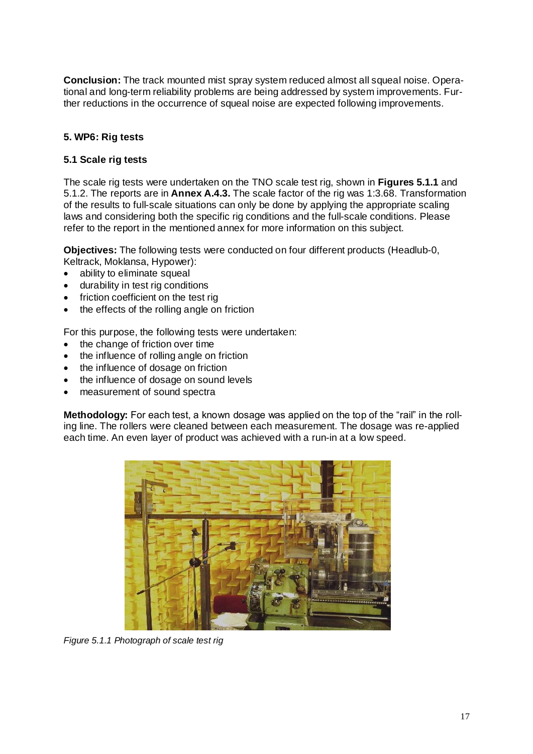**Conclusion:** The track mounted mist spray system reduced almost all squeal noise. Operational and long-term reliability problems are being addressed by system improvements. Further reductions in the occurrence of squeal noise are expected following improvements.

## 5. WP6: Rig tests

### 5.1 Scale rig tests

The scale rig tests were undertaken on the TNO scale test rig, shown in **Figures 5.1.1** and 5.1.2. The reports are in **Annex A.4.3.** The scale factor of the rig was 1:3.68. Transformation of the results to full-scale situations can only be done by applying the appropriate scaling laws and considering both the specific rig conditions and the full-scale conditions. Please refer to the report in the mentioned annex for more information on this subject.

**Objectives:** The following tests were conducted on four different products (Headlub-0, Keltrack, Moklansa, Hypower):

- ability to eliminate squeal
- durability in test rig conditions
- friction coefficient on the test rig
- the effects of the rolling angle on friction

For this purpose, the following tests were undertaken:

- the change of friction over time
- the influence of rolling angle on friction
- the influence of dosage on friction
- the influence of dosage on sound levels
- measurement of sound spectra

**Methodology:** For each test, a known dosage was applied on the top of the "rail" in the rolling line. The rollers were cleaned between each measurement. The dosage was re-applied each time. An even layer of product was achieved with a run-in at a low speed.

*Figure 5.1.1 Photograph of scale test rig*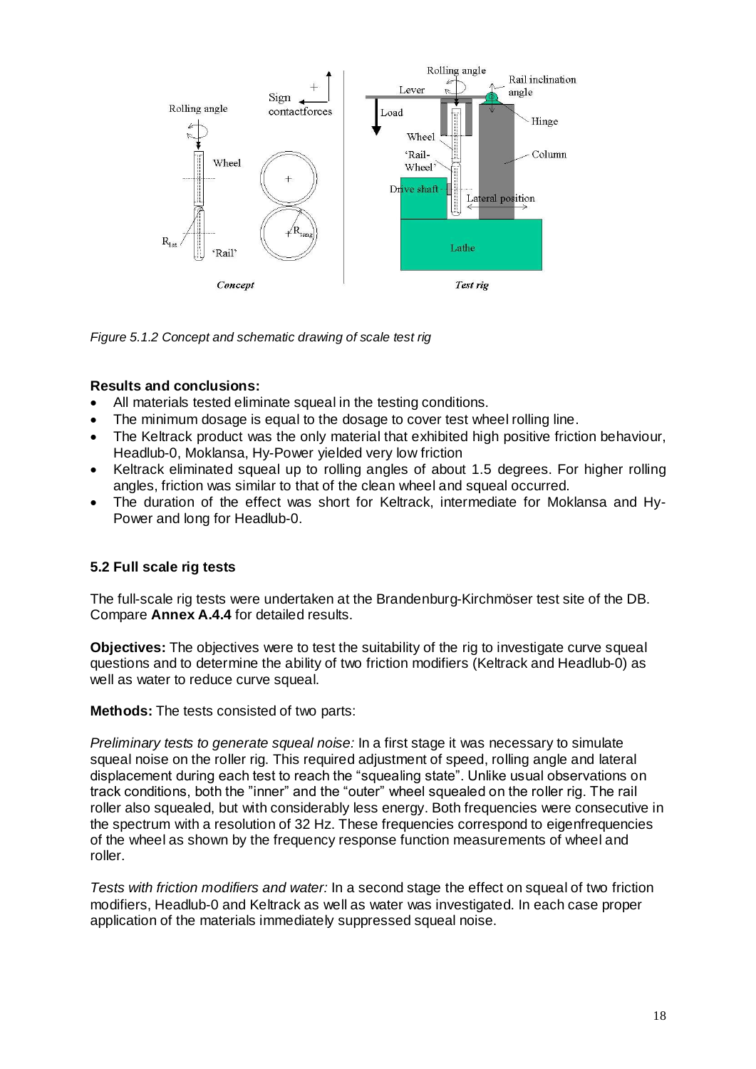*Figure 5.1.2 Concept and schematic drawing of scale test rig*

**Results and conclusions:**

- All materials tested eliminate squeal in the testing conditions.
- The minimum dosage is equal to the dosage to cover test wheel rolling line.
- The Keltrack product was the only material that exhibited high positive friction behaviour, Headlub-0, Moklansa, Hy-Power yielded very low friction
- Keltrack eliminated squeal up to rolling angles of about 1.5 degrees. For higher rolling angles, friction was similar to that of the clean wheel and squeal occurred.
- The duration of the effect was short for Keltrack, intermediate for Moklansa and Hy-Power and long for Headlub-0.

### 5.2 Full scale rig tests

The full-scale rig tests were undertaken at the Brandenburg-Kirchmöser test site of the DB. Compare **Annex A.4.4** for detailed results.

**Objectives:** The objectives were to test the suitability of the rig to investigate curve squeal questions and to determine the ability of two friction modifiers (Keltrack and Headlub-0) as well as water to reduce curve squeal.

**Methods:** The tests consisted of two parts:

*Preliminary tests to generate squeal noise:* In a first stage it was necessary to simulate squeal noise on the roller rig. This required adjustment of speed, rolling angle and lateral displacement during each test to reach the "squealing state". Unlike usual observations on track conditions, both the "inner" and the "outer" wheel squealed on the roller rig. The rail roller also squealed, but with considerably less energy. Both frequencies were consecutive in the spectrum with a resolution of 32 Hz. These frequencies correspond to eigenfrequencies of the wheel as shown by the frequency response function measurements of wheel and roller.

*Tests with friction modifiers and water:* In a second stage the effect on squeal of two friction modifiers, Headlub-0 and Keltrack as well as water was investigated. In each case proper application of the materials immediately suppressed squeal noise.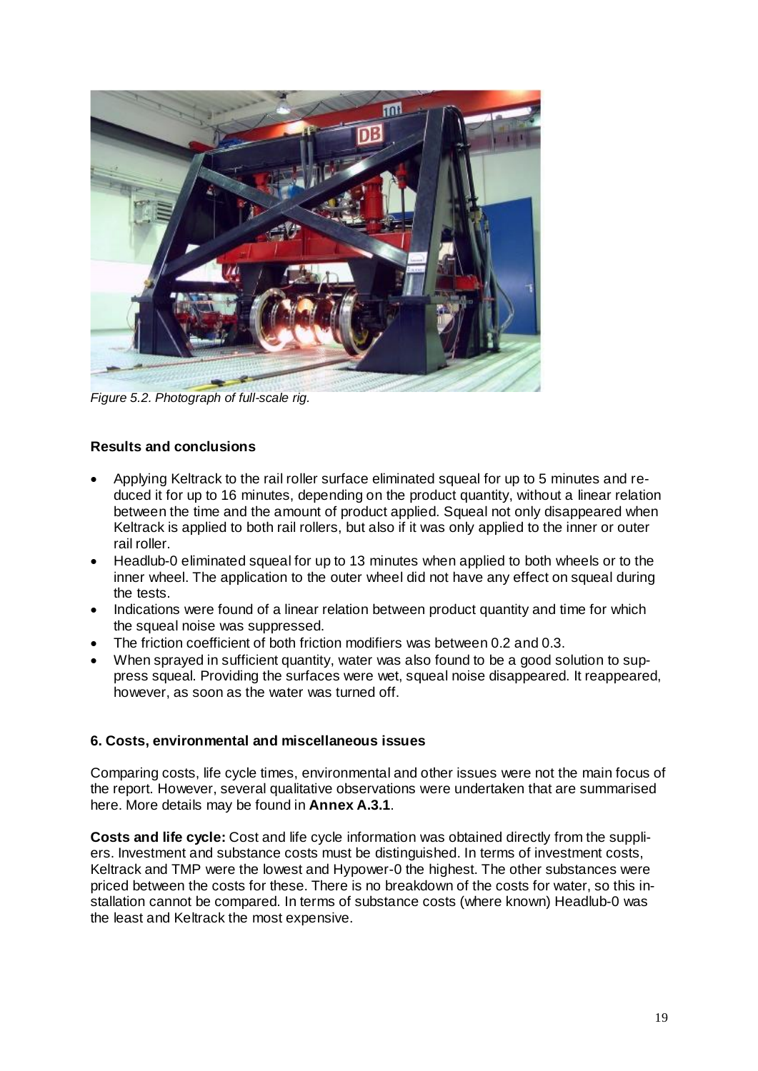*Figure 5.2. Photograph of full-scale rig.*

**Results and conclusions**

- Applying Keltrack to the rail roller surface eliminated squeal for up to 5 minutes and reduced it for up to 16 minutes, depending on the product quantity, without a linear relation between the time and the amount of product applied. Squeal not only disappeared when Keltrack is applied to both rail rollers, but also if it was only applied to the inner or outer rail roller.
- Headlub-0 eliminated squeal for up to 13 minutes when applied to both wheels or to the inner wheel. The application to the outer wheel did not have any effect on squeal during the tests.
- Indications were found of a linear relation between product quantity and time for which the squeal noise was suppressed.
- The friction coefficient of both friction modifiers was between 0.2 and 0.3.
- When sprayed in sufficient quantity, water was also found to be a good solution to suppress squeal. Providing the surfaces were wet, squeal noise disappeared. It reappeared, however, as soon as the water was turned off.

**6. Costs, environmental and miscellaneous issues**

Comparing costs, life cycle times, environmental and other issues were not the main focus of the report. However, several qualitative observations were undertaken that are summarised here. More details may be found in **Annex A.3.1**.

**Costs and life cycle:** Cost and life cycle information was obtained directly from the suppliers. Investment and substance costs must be distinguished. In terms of investment costs, Keltrack and TMP were the lowest and Hypower-0 the highest. The other substances were priced between the costs for these. There is no breakdown of the costs for water, so this installation cannot be compared. In terms of substance costs (where known) Headlub-0 was the least and Keltrack the most expensive.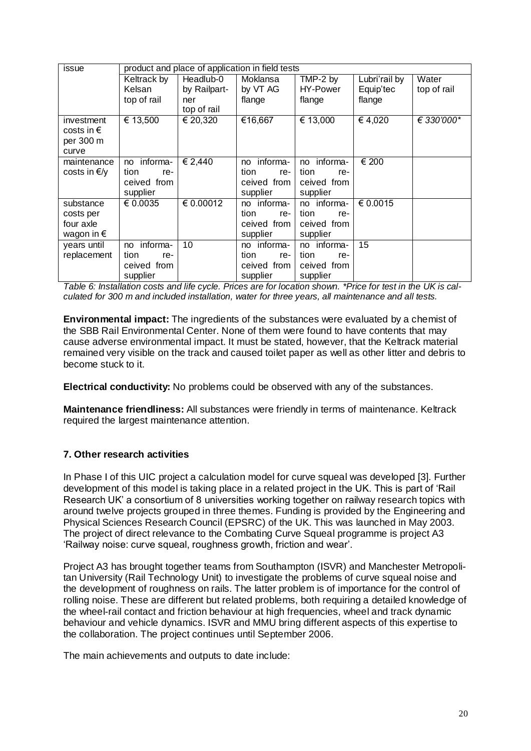| issue | product and place of application in field tests | | | | | |
|---|---|---|---|---|---|---|
| | Keltrack by Kelsan top of rail | Headlub-0 by Railpartner top of rail | Moklansa by VT AG flange | TMP-2 by HY-Power flange | Lubri'rail by Equip'tec flange | Water top of rail |
| investment costs in € per 300 m curve | € 13,500 | € 20,320 | €16,667 | € 13,000 | € 4,020 | *€ 330'000** |
| maintenance costs in €/y | no information received from supplier | € 2,440 | no information received from supplier | no information received from supplier | € 200 | |
| substance costs per four axle wagon in € | € 0.0035 | € 0.00012 | no information received from supplier | no information received from supplier | € 0.0015 | |
| years until replacement | no information received from supplier | 10 | no information received from supplier | no information received from supplier | 15 | |

*Table 6: Installation costs and life cycle. Prices are for location shown. *Price for test in the UK is calculated for 300 m and included installation, water for three years, all maintenance and all tests.*

**Environmental impact:** The ingredients of the substances were evaluated by a chemist of the SBB Rail Environmental Center. None of them were found to have contents that may cause adverse environmental impact. It must be stated, however, that the Keltrack material remained very visible on the track and caused toilet paper as well as other litter and debris to become stuck to it.

**Electrical conductivity:** No problems could be observed with any of the substances.

**Maintenance friendliness:** All substances were friendly in terms of maintenance. Keltrack required the largest maintenance attention.

## 7. Other research activities

In Phase I of this UIC project a calculation model for curve squeal was developed [3]. Further development of this model is taking place in a related project in the UK. This is part of 'Rail Research UK' a consortium of 8 universities working together on railway research topics with around twelve projects grouped in three themes. Funding is provided by the Engineering and Physical Sciences Research Council (EPSRC) of the UK. This was launched in May 2003. The project of direct relevance to the Combating Curve Squeal programme is project A3 'Railway noise: curve squeal, roughness growth, friction and wear'.

Project A3 has brought together teams from Southampton (ISVR) and Manchester Metropolitan University (Rail Technology Unit) to investigate the problems of curve squeal noise and the development of roughness on rails. The latter problem is of importance for the control of rolling noise. These are different but related problems, both requiring a detailed knowledge of the wheel-rail contact and friction behaviour at high frequencies, wheel and track dynamic behaviour and vehicle dynamics. ISVR and MMU bring different aspects of this expertise to the collaboration. The project continues until September 2006.

The main achievements and outputs to date include: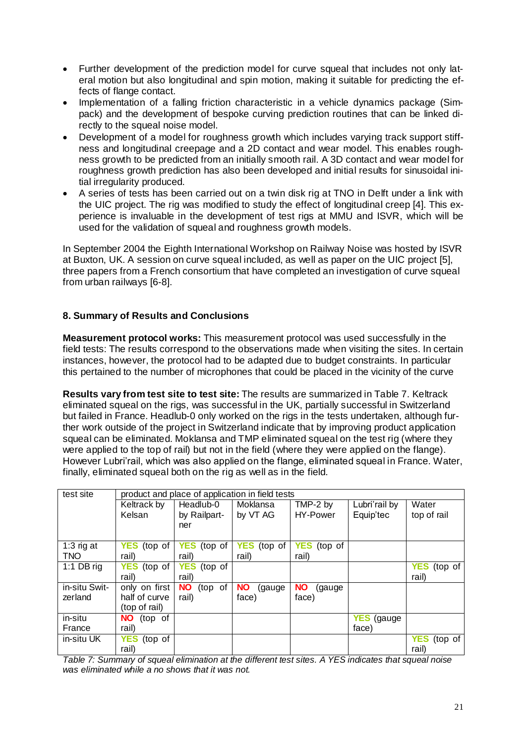- Further development of the prediction model for curve squeal that includes not only lateral motion but also longitudinal and spin motion, making it suitable for predicting the effects of flange contact.
- Implementation of a falling friction characteristic in a vehicle dynamics package (Simpack) and the development of bespoke curving prediction routines that can be linked directly to the squeal noise model.
- Development of a model for roughness growth which includes varying track support stiffness and longitudinal creepage and a 2D contact and wear model. This enables roughness growth to be predicted from an initially smooth rail. A 3D contact and wear model for roughness growth prediction has also been developed and initial results for sinusoidal initial irregularity produced.
- A series of tests has been carried out on a twin disk rig at TNO in Delft under a link with the UIC project. The rig was modified to study the effect of longitudinal creep [4]. This experience is invaluable in the development of test rigs at MMU and ISVR, which will be used for the validation of squeal and roughness growth models.

In September 2004 the Eighth International Workshop on Railway Noise was hosted by ISVR at Buxton, UK. A session on curve squeal included, as well as paper on the UIC project [5], three papers from a French consortium that have completed an investigation of curve squeal from urban railways [6-8].

## 8. Summary of Results and Conclusions

**Measurement protocol works:** This measurement protocol was used successfully in the field tests: The results correspond to the observations made when visiting the sites. In certain instances, however, the protocol had to be adapted due to budget constraints. In particular this pertained to the number of microphones that could be placed in the vicinity of the curve

**Results vary from test site to test site:** The results are summarized in Table 7. Keltrack eliminated squeal on the rigs, was successful in the UK, partially successful in Switzerland but failed in France. Headlub-0 only worked on the rigs in the tests undertaken, although further work outside of the project in Switzerland indicate that by improving product application squeal can be eliminated. Moklansa and TMP eliminated squeal on the test rig (where they were applied to the top of rail) but not in the field (where they were applied on the flange). However Lubri'rail, which was also applied on the flange, eliminated squeal in France. Water, finally, eliminated squeal both on the rig as well as in the field.

| test site | product and place of application in field tests | | | | | |
|---|---|---|---|---|---|---|
| | Keltrack by Kelsan | Headlub-0 by Railpartner | Moklansa by VT AG | TMP-2 by HY-Power | Lubri'rail by Equip'tec | Water top of rail |
| 1:3 rig at TNO | YES (top of rail) | YES (top of rail) | YES (top of rail) | YES (top of rail) | | |
| 1:1 DB rig | YES (top of rail) | YES (top of rail) | | | | YES (top of rail) |
| in-situ Switzerland | only on first half of curve (top of rail) | NO (top of rail) | NO (gauge face) | NO (gauge face) | | |
| in-situ France | NO (top of rail) | | | | YES (gauge face) | |
| in-situ UK | YES (top of rail) | | | | | YES (top of rail) |

*Table 7: Summary of squeal elimination at the different test sites. A YES indicates that squeal noise was eliminated while a no shows that it was not.*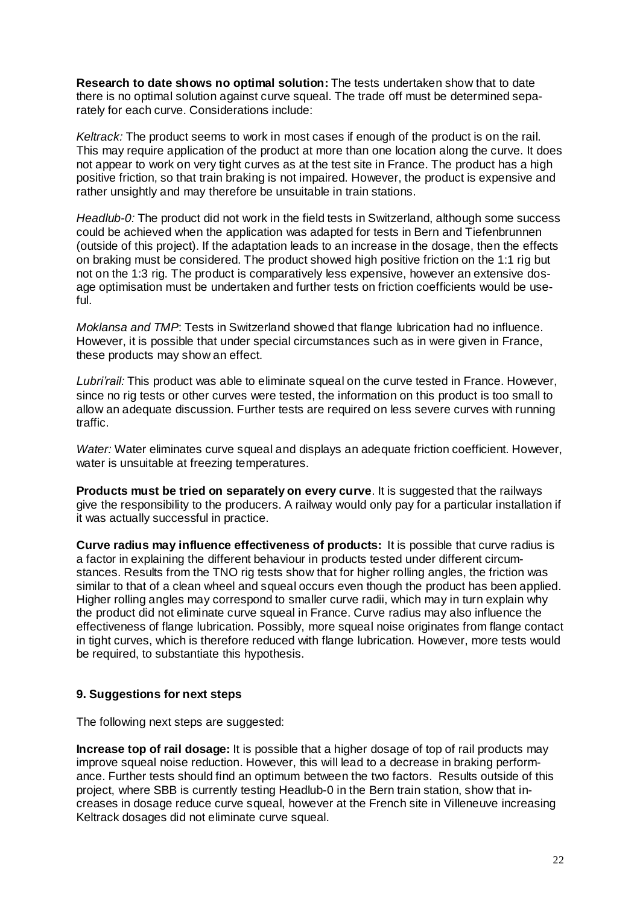**Research to date shows no optimal solution:** The tests undertaken show that to date there is no optimal solution against curve squeal. The trade off must be determined separately for each curve. Considerations include:

*Keltrack:* The product seems to work in most cases if enough of the product is on the rail. This may require application of the product at more than one location along the curve. It does not appear to work on very tight curves as at the test site in France. The product has a high positive friction, so that train braking is not impaired. However, the product is expensive and rather unsightly and may therefore be unsuitable in train stations.

*Headlub-0:* The product did not work in the field tests in Switzerland, although some success could be achieved when the application was adapted for tests in Bern and Tiefenbrunnen (outside of this project). If the adaptation leads to an increase in the dosage, then the effects on braking must be considered. The product showed high positive friction on the 1:1 rig but not on the 1:3 rig. The product is comparatively less expensive, however an extensive dosage optimisation must be undertaken and further tests on friction coefficients would be useful.

*Moklansa and TMP*: Tests in Switzerland showed that flange lubrication had no influence. However, it is possible that under special circumstances such as in were given in France, these products may show an effect.

*Lubri'rail:* This product was able to eliminate squeal on the curve tested in France. However, since no rig tests or other curves were tested, the information on this product is too small to allow an adequate discussion. Further tests are required on less severe curves with running traffic.

*Water:* Water eliminates curve squeal and displays an adequate friction coefficient. However, water is unsuitable at freezing temperatures.

**Products must be tried on separately on every curve**. It is suggested that the railways give the responsibility to the producers. A railway would only pay for a particular installation if it was actually successful in practice.

**Curve radius may influence effectiveness of products:** It is possible that curve radius is a factor in explaining the different behaviour in products tested under different circumstances. Results from the TNO rig tests show that for higher rolling angles, the friction was similar to that of a clean wheel and squeal occurs even though the product has been applied. Higher rolling angles may correspond to smaller curve radii, which may in turn explain why the product did not eliminate curve squeal in France. Curve radius may also influence the effectiveness of flange lubrication. Possibly, more squeal noise originates from flange contact in tight curves, which is therefore reduced with flange lubrication. However, more tests would be required, to substantiate this hypothesis.

## 9. Suggestions for next steps

The following next steps are suggested:

**Increase top of rail dosage:** It is possible that a higher dosage of top of rail products may improve squeal noise reduction. However, this will lead to a decrease in braking performance. Further tests should find an optimum between the two factors. Results outside of this project, where SBB is currently testing Headlub-0 in the Bern train station, show that increases in dosage reduce curve squeal, however at the French site in Villeneuve increasing Keltrack dosages did not eliminate curve squeal.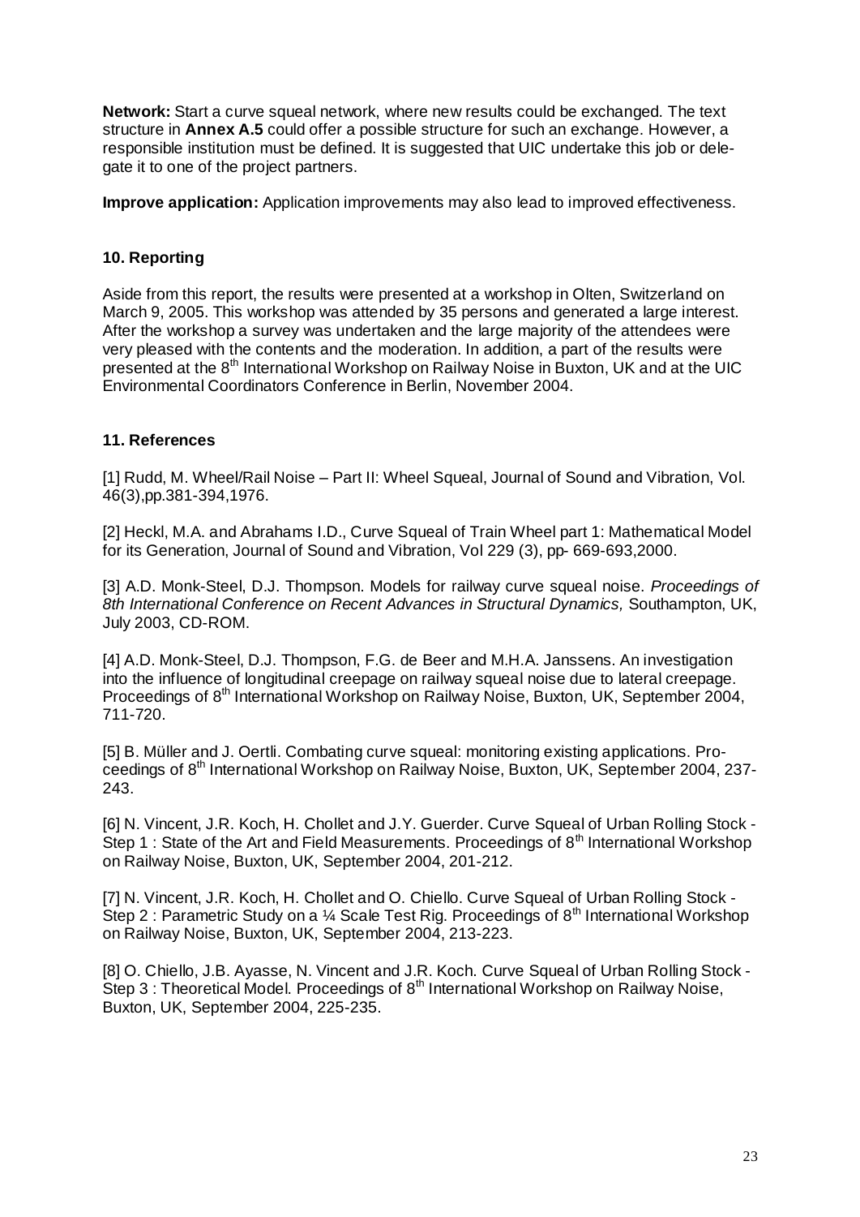**Network:** Start a curve squeal network, where new results could be exchanged. The text structure in **Annex A.5** could offer a possible structure for such an exchange. However, a responsible institution must be defined. It is suggested that UIC undertake this job or delegate it to one of the project partners.

**Improve application:** Application improvements may also lead to improved effectiveness.

## 10. Reporting

Aside from this report, the results were presented at a workshop in Olten, Switzerland on March 9, 2005. This workshop was attended by 35 persons and generated a large interest. After the workshop a survey was undertaken and the large majority of the attendees were very pleased with the contents and the moderation. In addition, a part of the results were presented at the 8th International Workshop on Railway Noise in Buxton, UK and at the UIC Environmental Coordinators Conference in Berlin, November 2004.

## 11. References

[1] Rudd, M. Wheel/Rail Noise – Part II: Wheel Squeal, Journal of Sound and Vibration, Vol. 46(3),pp.381-394,1976.

[2] Heckl, M.A. and Abrahams I.D., Curve Squeal of Train Wheel part 1: Mathematical Model for its Generation, Journal of Sound and Vibration, Vol 229 (3), pp- 669-693,2000.

[3] A.D. Monk-Steel, D.J. Thompson. Models for railway curve squeal noise. *Proceedings of 8th International Conference on Recent Advances in Structural Dynamics,* Southampton, UK, July 2003, CD-ROM.

[4] A.D. Monk-Steel, D.J. Thompson, F.G. de Beer and M.H.A. Janssens. An investigation into the influence of longitudinal creepage on railway squeal noise due to lateral creepage. Proceedings of 8th International Workshop on Railway Noise, Buxton, UK, September 2004, 711-720.

[5] B. Müller and J. Oertli. Combating curve squeal: monitoring existing applications. Proceedings of 8th International Workshop on Railway Noise, Buxton, UK, September 2004, 237-243.

[6] N. Vincent, J.R. Koch, H. Chollet and J.Y. Guerder. Curve Squeal of Urban Rolling Stock - Step 1 : State of the Art and Field Measurements. Proceedings of 8th International Workshop on Railway Noise, Buxton, UK, September 2004, 201-212.

[7] N. Vincent, J.R. Koch, H. Chollet and O. Chiello. Curve Squeal of Urban Rolling Stock - Step 2 : Parametric Study on a ¼ Scale Test Rig. Proceedings of 8th International Workshop on Railway Noise, Buxton, UK, September 2004, 213-223.

[8] O. Chiello, J.B. Ayasse, N. Vincent and J.R. Koch. Curve Squeal of Urban Rolling Stock - Step 3 : Theoretical Model. Proceedings of 8th International Workshop on Railway Noise, Buxton, UK, September 2004, 225-235.